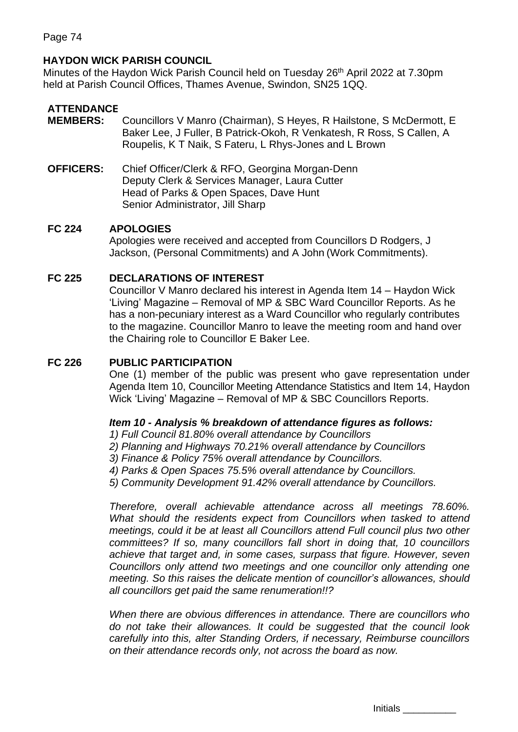## HAYDON WICK PARISH COUNCIL

Minutes of the Haydon Wick Parish Council held on Tuesday 26th April 2022 at 7.30pm held at Parish Council Offices, Thames Avenue, Swindon, SN25 1QQ.

### ATTENDANCE

**MEMBERS:** Councillors V Manro (Chairman), S Heyes, R Hailstone, S McDermott, E Baker Lee, J Fuller, B Patrick-Okoh, R Venkatesh, R Ross, S Callen, A Roupelis, K T Naik, S Fateru, L Rhys-Jones and L Brown

**OFFICERS:** Chief Officer/Clerk & RFO, Georgina Morgan-Denn
Deputy Clerk & Services Manager, Laura Cutter
Head of Parks & Open Spaces, Dave Hunt
Senior Administrator, Jill Sharp

### FC 224 APOLOGIES

Apologies were received and accepted from Councillors D Rodgers, J Jackson, (Personal Commitments) and A John (Work Commitments).

### FC 225 DECLARATIONS OF INTEREST

Councillor V Manro declared his interest in Agenda Item 14 – Haydon Wick 'Living' Magazine – Removal of MP & SBC Ward Councillor Reports. As he has a non-pecuniary interest as a Ward Councillor who regularly contributes to the magazine. Councillor Manro to leave the meeting room and hand over the Chairing role to Councillor E Baker Lee.

### FC 226 PUBLIC PARTICIPATION

One (1) member of the public was present who gave representation under Agenda Item 10, Councillor Meeting Attendance Statistics and Item 14, Haydon Wick 'Living' Magazine – Removal of MP & SBC Councillors Reports.

***Item 10 - Analysis % breakdown of attendance figures as follows:***

*1) Full Council 81.80% overall attendance by Councillors*
*2) Planning and Highways 70.21% overall attendance by Councillors*
*3) Finance & Policy 75% overall attendance by Councillors.*
*4) Parks & Open Spaces 75.5% overall attendance by Councillors.*
*5) Community Development 91.42% overall attendance by Councillors.*

*Therefore, overall achievable attendance across all meetings 78.60%. What should the residents expect from Councillors when tasked to attend meetings, could it be at least all Councillors attend Full council plus two other committees? If so, many councillors fall short in doing that, 10 councillors achieve that target and, in some cases, surpass that figure. However, seven Councillors only attend two meetings and one councillor only attending one meeting. So this raises the delicate mention of councillor's allowances, should all councillors get paid the same renumeration!!?*

*When there are obvious differences in attendance. There are councillors who do not take their allowances. It could be suggested that the council look carefully into this, alter Standing Orders, if necessary, Reimburse councillors on their attendance records only, not across the board as now.*

Initials __________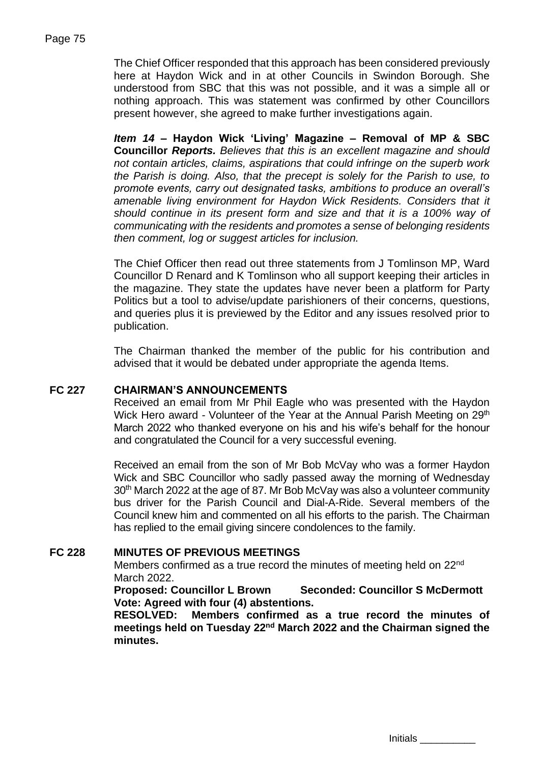The Chief Officer responded that this approach has been considered previously here at Haydon Wick and in at other Councils in Swindon Borough. She understood from SBC that this was not possible, and it was a simple all or nothing approach. This was statement was confirmed by other Councillors present however, she agreed to make further investigations again.

***Item 14* – Haydon Wick 'Living' Magazine – Removal of MP & SBC Councillor *Reports.*** *Believes that this is an excellent magazine and should not contain articles, claims, aspirations that could infringe on the superb work the Parish is doing. Also, that the precept is solely for the Parish to use, to promote events, carry out designated tasks, ambitions to produce an overall's amenable living environment for Haydon Wick Residents. Considers that it should continue in its present form and size and that it is a 100% way of communicating with the residents and promotes a sense of belonging residents then comment, log or suggest articles for inclusion.*

The Chief Officer then read out three statements from J Tomlinson MP, Ward Councillor D Renard and K Tomlinson who all support keeping their articles in the magazine. They state the updates have never been a platform for Party Politics but a tool to advise/update parishioners of their concerns, questions, and queries plus it is previewed by the Editor and any issues resolved prior to publication.

The Chairman thanked the member of the public for his contribution and advised that it would be debated under appropriate the agenda Items.

## FC 227 CHAIRMAN'S ANNOUNCEMENTS

Received an email from Mr Phil Eagle who was presented with the Haydon Wick Hero award - Volunteer of the Year at the Annual Parish Meeting on 29th March 2022 who thanked everyone on his and his wife's behalf for the honour and congratulated the Council for a very successful evening.

Received an email from the son of Mr Bob McVay who was a former Haydon Wick and SBC Councillor who sadly passed away the morning of Wednesday 30th March 2022 at the age of 87. Mr Bob McVay was also a volunteer community bus driver for the Parish Council and Dial-A-Ride. Several members of the Council knew him and commented on all his efforts to the parish. The Chairman has replied to the email giving sincere condolences to the family.

## FC 228 MINUTES OF PREVIOUS MEETINGS

Members confirmed as a true record the minutes of meeting held on 22nd March 2022.

**Proposed: Councillor L Brown Seconded: Councillor S McDermott**
**Vote: Agreed with four (4) abstentions.**

**RESOLVED: Members confirmed as a true record the minutes of meetings held on Tuesday 22nd March 2022 and the Chairman signed the minutes.**

Initials __________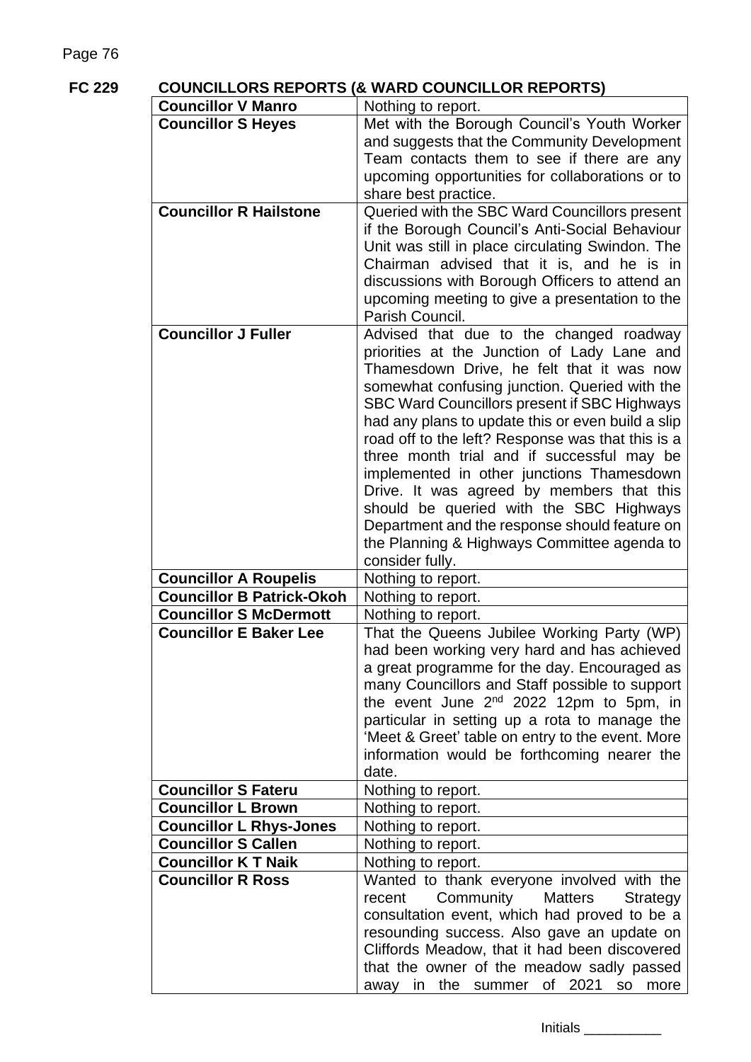## FC 229 COUNCILLORS REPORTS (& WARD COUNCILLOR REPORTS)

| | |
|---|---|
| **Councillor V Manro** | Nothing to report. |
| **Councillor S Heyes** | Met with the Borough Council's Youth Worker and suggests that the Community Development Team contacts them to see if there are any upcoming opportunities for collaborations or to share best practice. |
| **Councillor R Hailstone** | Queried with the SBC Ward Councillors present if the Borough Council's Anti-Social Behaviour Unit was still in place circulating Swindon. The Chairman advised that it is, and he is in discussions with Borough Officers to attend an upcoming meeting to give a presentation to the Parish Council. |
| **Councillor J Fuller** | Advised that due to the changed roadway priorities at the Junction of Lady Lane and Thamesdown Drive, he felt that it was now somewhat confusing junction. Queried with the SBC Ward Councillors present if SBC Highways had any plans to update this or even build a slip road off to the left? Response was that this is a three month trial and if successful may be implemented in other junctions Thamesdown Drive. It was agreed by members that this should be queried with the SBC Highways Department and the response should feature on the Planning & Highways Committee agenda to consider fully. |
| **Councillor A Roupelis** | Nothing to report. |
| **Councillor B Patrick-Okoh** | Nothing to report. |
| **Councillor S McDermott** | Nothing to report. |
| **Councillor E Baker Lee** | That the Queens Jubilee Working Party (WP) had been working very hard and has achieved a great programme for the day. Encouraged as many Councillors and Staff possible to support the event June 2nd 2022 12pm to 5pm, in particular in setting up a rota to manage the 'Meet & Greet' table on entry to the event. More information would be forthcoming nearer the date. |
| **Councillor S Fateru** | Nothing to report. |
| **Councillor L Brown** | Nothing to report. |
| **Councillor L Rhys-Jones** | Nothing to report. |
| **Councillor S Callen** | Nothing to report. |
| **Councillor K T Naik** | Nothing to report. |
| **Councillor R Ross** | Wanted to thank everyone involved with the recent Community Matters Strategy consultation event, which had proved to be a resounding success. Also gave an update on Cliffords Meadow, that it had been discovered that the owner of the meadow sadly passed away in the summer of 2021 so more |

Initials __________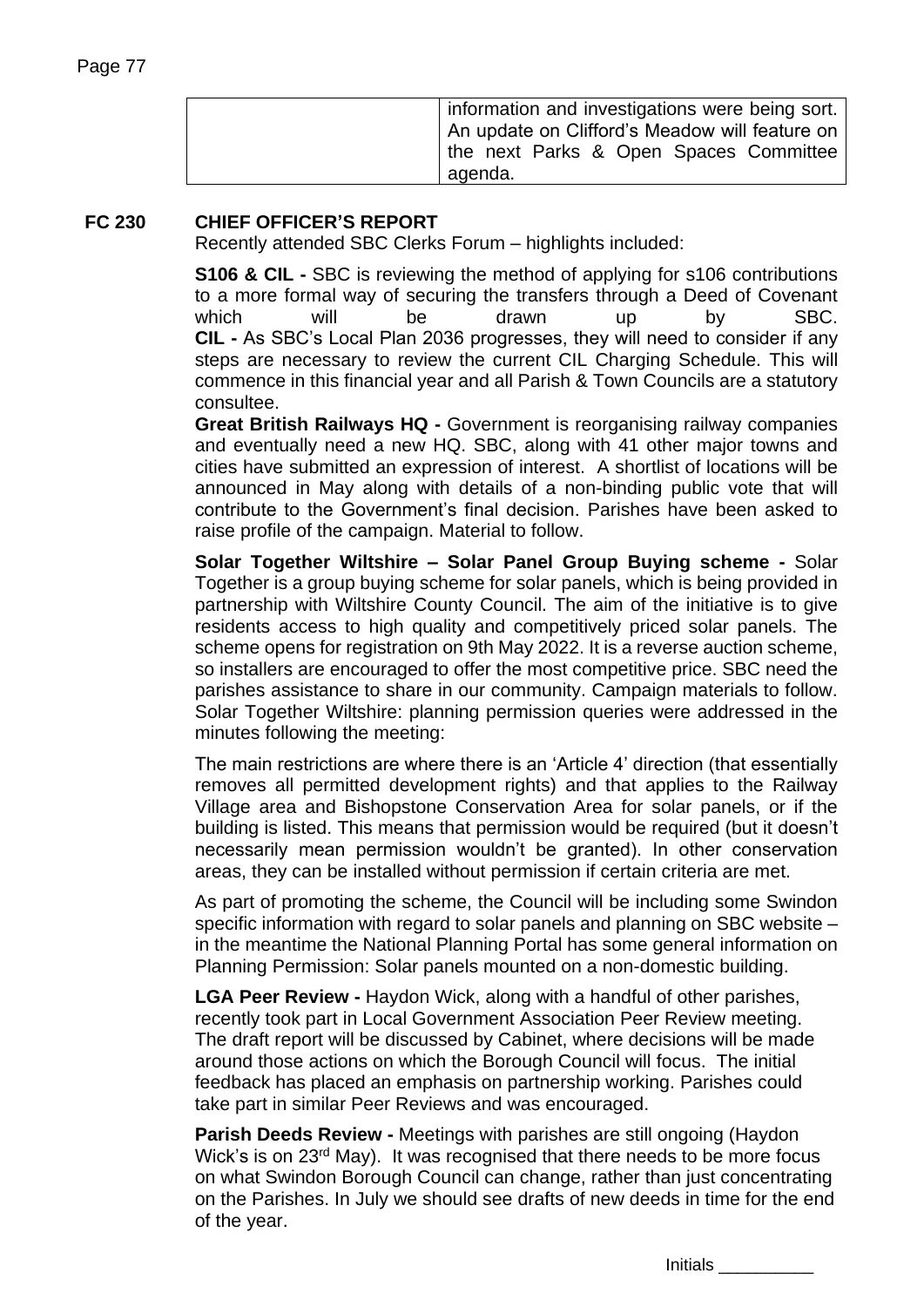| | information and investigations were being sort. An update on Clifford's Meadow will feature on the next Parks & Open Spaces Committee agenda. |
|---|---|

**FC 230 CHIEF OFFICER'S REPORT**

Recently attended SBC Clerks Forum – highlights included:

**S106 & CIL -** SBC is reviewing the method of applying for s106 contributions to a more formal way of securing the transfers through a Deed of Covenant which will be drawn up by SBC.
**CIL -** As SBC's Local Plan 2036 progresses, they will need to consider if any steps are necessary to review the current CIL Charging Schedule. This will commence in this financial year and all Parish & Town Councils are a statutory consultee.
**Great British Railways HQ -** Government is reorganising railway companies and eventually need a new HQ. SBC, along with 41 other major towns and cities have submitted an expression of interest. A shortlist of locations will be announced in May along with details of a non-binding public vote that will contribute to the Government's final decision. Parishes have been asked to raise profile of the campaign. Material to follow.

**Solar Together Wiltshire – Solar Panel Group Buying scheme -** Solar Together is a group buying scheme for solar panels, which is being provided in partnership with Wiltshire County Council. The aim of the initiative is to give residents access to high quality and competitively priced solar panels. The scheme opens for registration on 9th May 2022. It is a reverse auction scheme, so installers are encouraged to offer the most competitive price. SBC need the parishes assistance to share in our community. Campaign materials to follow. Solar Together Wiltshire: planning permission queries were addressed in the minutes following the meeting:

The main restrictions are where there is an 'Article 4' direction (that essentially removes all permitted development rights) and that applies to the Railway Village area and Bishopstone Conservation Area for solar panels, or if the building is listed. This means that permission would be required (but it doesn't necessarily mean permission wouldn't be granted). In other conservation areas, they can be installed without permission if certain criteria are met.

As part of promoting the scheme, the Council will be including some Swindon specific information with regard to solar panels and planning on SBC website – in the meantime the National Planning Portal has some general information on Planning Permission: Solar panels mounted on a non-domestic building.

**LGA Peer Review -** Haydon Wick, along with a handful of other parishes, recently took part in Local Government Association Peer Review meeting. The draft report will be discussed by Cabinet, where decisions will be made around those actions on which the Borough Council will focus. The initial feedback has placed an emphasis on partnership working. Parishes could take part in similar Peer Reviews and was encouraged.

**Parish Deeds Review -** Meetings with parishes are still ongoing (Haydon Wick's is on 23rd May). It was recognised that there needs to be more focus on what Swindon Borough Council can change, rather than just concentrating on the Parishes. In July we should see drafts of new deeds in time for the end of the year.

Initials __________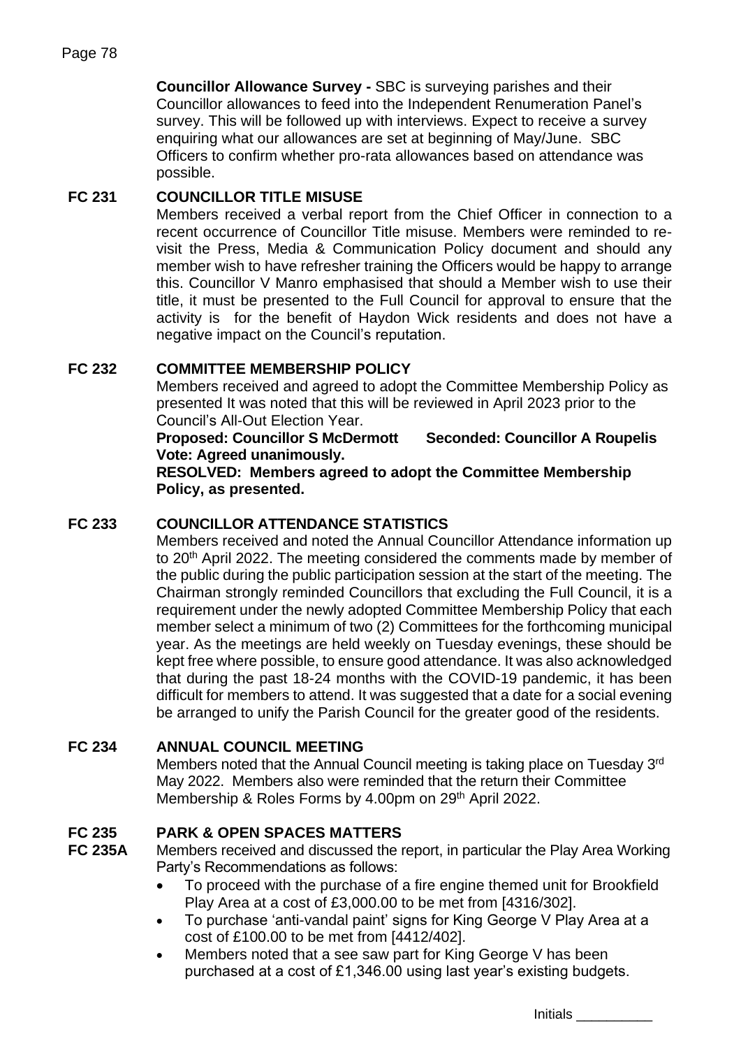**Councillor Allowance Survey -** SBC is surveying parishes and their Councillor allowances to feed into the Independent Renumeration Panel's survey. This will be followed up with interviews. Expect to receive a survey enquiring what our allowances are set at beginning of May/June. SBC Officers to confirm whether pro-rata allowances based on attendance was possible.

**FC 231 COUNCILLOR TITLE MISUSE**

Members received a verbal report from the Chief Officer in connection to a recent occurrence of Councillor Title misuse. Members were reminded to re-visit the Press, Media & Communication Policy document and should any member wish to have refresher training the Officers would be happy to arrange this. Councillor V Manro emphasised that should a Member wish to use their title, it must be presented to the Full Council for approval to ensure that the activity is for the benefit of Haydon Wick residents and does not have a negative impact on the Council's reputation.

**FC 232 COMMITTEE MEMBERSHIP POLICY**

Members received and agreed to adopt the Committee Membership Policy as presented It was noted that this will be reviewed in April 2023 prior to the Council's All-Out Election Year.

**Proposed: Councillor S McDermott Seconded: Councillor A Roupelis**
**Vote: Agreed unanimously.**
**RESOLVED: Members agreed to adopt the Committee Membership Policy, as presented.**

**FC 233 COUNCILLOR ATTENDANCE STATISTICS**

Members received and noted the Annual Councillor Attendance information up to 20th April 2022. The meeting considered the comments made by member of the public during the public participation session at the start of the meeting. The Chairman strongly reminded Councillors that excluding the Full Council, it is a requirement under the newly adopted Committee Membership Policy that each member select a minimum of two (2) Committees for the forthcoming municipal year. As the meetings are held weekly on Tuesday evenings, these should be kept free where possible, to ensure good attendance. It was also acknowledged that during the past 18-24 months with the COVID-19 pandemic, it has been difficult for members to attend. It was suggested that a date for a social evening be arranged to unify the Parish Council for the greater good of the residents.

**FC 234 ANNUAL COUNCIL MEETING**

Members noted that the Annual Council meeting is taking place on Tuesday 3rd May 2022. Members also were reminded that the return their Committee Membership & Roles Forms by 4.00pm on 29th April 2022.

**FC 235 PARK & OPEN SPACES MATTERS**

**FC 235A** Members received and discussed the report, in particular the Play Area Working Party's Recommendations as follows:

- To proceed with the purchase of a fire engine themed unit for Brookfield Play Area at a cost of £3,000.00 to be met from [4316/302].
- To purchase 'anti-vandal paint' signs for King George V Play Area at a cost of £100.00 to be met from [4412/402].
- Members noted that a see saw part for King George V has been purchased at a cost of £1,346.00 using last year's existing budgets.

Initials __________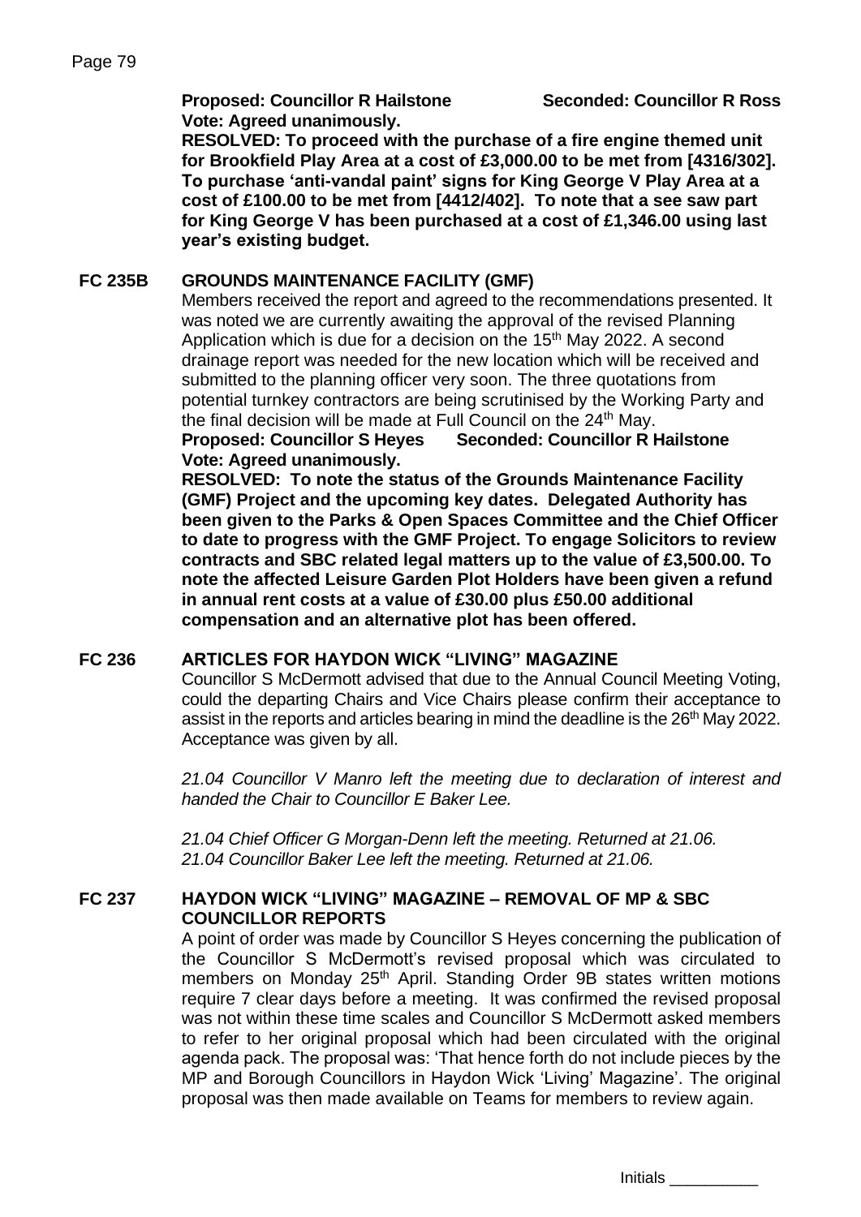**Proposed: Councillor R Hailstone Seconded: Councillor R Ross**
**Vote: Agreed unanimously.**
**RESOLVED: To proceed with the purchase of a fire engine themed unit for Brookfield Play Area at a cost of £3,000.00 to be met from [4316/302]. To purchase 'anti-vandal paint' signs for King George V Play Area at a cost of £100.00 to be met from [4412/402]. To note that a see saw part for King George V has been purchased at a cost of £1,346.00 using last year's existing budget.**

## FC 235B GROUNDS MAINTENANCE FACILITY (GMF)

Members received the report and agreed to the recommendations presented. It was noted we are currently awaiting the approval of the revised Planning Application which is due for a decision on the 15th May 2022. A second drainage report was needed for the new location which will be received and submitted to the planning officer very soon. The three quotations from potential turnkey contractors are being scrutinised by the Working Party and the final decision will be made at Full Council on the 24th May.

**Proposed: Councillor S Heyes Seconded: Councillor R Hailstone**
**Vote: Agreed unanimously.**
**RESOLVED: To note the status of the Grounds Maintenance Facility (GMF) Project and the upcoming key dates. Delegated Authority has been given to the Parks & Open Spaces Committee and the Chief Officer to date to progress with the GMF Project. To engage Solicitors to review contracts and SBC related legal matters up to the value of £3,500.00. To note the affected Leisure Garden Plot Holders have been given a refund in annual rent costs at a value of £30.00 plus £50.00 additional compensation and an alternative plot has been offered.**

## FC 236 ARTICLES FOR HAYDON WICK "LIVING" MAGAZINE

Councillor S McDermott advised that due to the Annual Council Meeting Voting, could the departing Chairs and Vice Chairs please confirm their acceptance to assist in the reports and articles bearing in mind the deadline is the 26th May 2022. Acceptance was given by all.

*21.04 Councillor V Manro left the meeting due to declaration of interest and handed the Chair to Councillor E Baker Lee.*

*21.04 Chief Officer G Morgan-Denn left the meeting. Returned at 21.06.*
*21.04 Councillor Baker Lee left the meeting. Returned at 21.06.*

## FC 237 HAYDON WICK "LIVING" MAGAZINE – REMOVAL OF MP & SBC COUNCILLOR REPORTS

A point of order was made by Councillor S Heyes concerning the publication of the Councillor S McDermott's revised proposal which was circulated to members on Monday 25th April. Standing Order 9B states written motions require 7 clear days before a meeting. It was confirmed the revised proposal was not within these time scales and Councillor S McDermott asked members to refer to her original proposal which had been circulated with the original agenda pack. The proposal was: 'That hence forth do not include pieces by the MP and Borough Councillors in Haydon Wick 'Living' Magazine'. The original proposal was then made available on Teams for members to review again.

Initials __________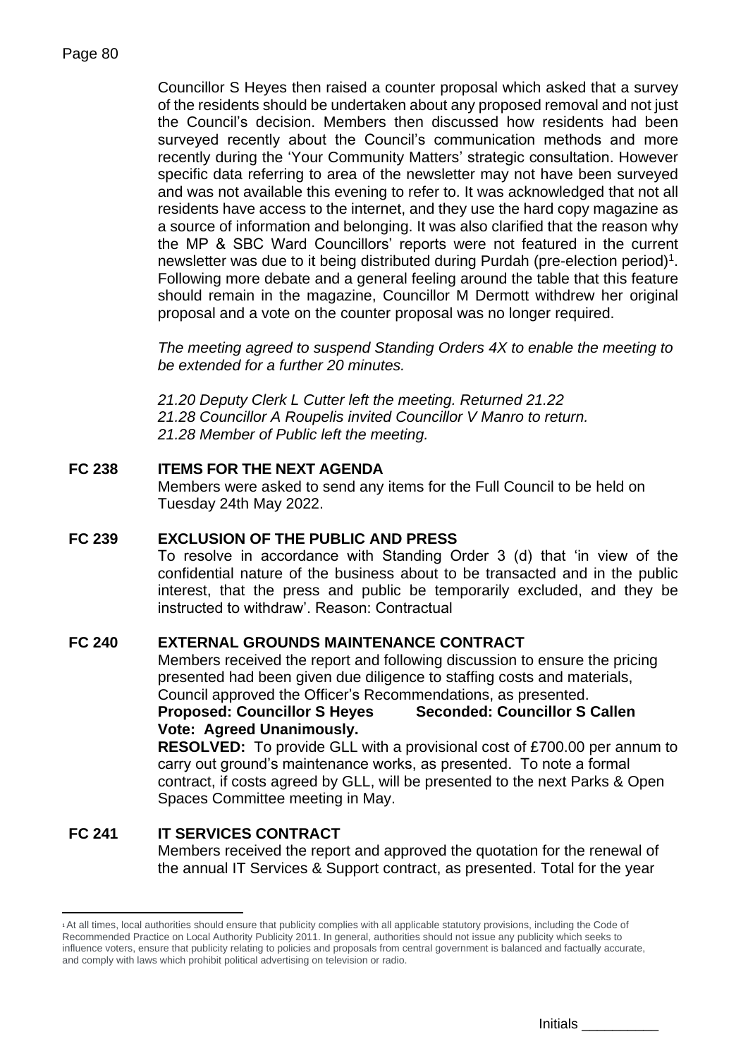Councillor S Heyes then raised a counter proposal which asked that a survey of the residents should be undertaken about any proposed removal and not just the Council's decision. Members then discussed how residents had been surveyed recently about the Council's communication methods and more recently during the 'Your Community Matters' strategic consultation. However specific data referring to area of the newsletter may not have been surveyed and was not available this evening to refer to. It was acknowledged that not all residents have access to the internet, and they use the hard copy magazine as a source of information and belonging. It was also clarified that the reason why the MP & SBC Ward Councillors' reports were not featured in the current newsletter was due to it being distributed during Purdah (pre-election period)[1]. Following more debate and a general feeling around the table that this feature should remain in the magazine, Councillor M Dermott withdrew her original proposal and a vote on the counter proposal was no longer required.

*The meeting agreed to suspend Standing Orders 4X to enable the meeting to be extended for a further 20 minutes.*

*21.20 Deputy Clerk L Cutter left the meeting. Returned 21.22*
*21.28 Councillor A Roupelis invited Councillor V Manro to return.*
*21.28 Member of Public left the meeting.*

**FC 238 ITEMS FOR THE NEXT AGENDA**

Members were asked to send any items for the Full Council to be held on Tuesday 24th May 2022.

**FC 239 EXCLUSION OF THE PUBLIC AND PRESS**

To resolve in accordance with Standing Order 3 (d) that 'in view of the confidential nature of the business about to be transacted and in the public interest, that the press and public be temporarily excluded, and they be instructed to withdraw'. Reason: Contractual

**FC 240 EXTERNAL GROUNDS MAINTENANCE CONTRACT**

Members received the report and following discussion to ensure the pricing presented had been given due diligence to staffing costs and materials, Council approved the Officer's Recommendations, as presented.

**Proposed: Councillor S Heyes Seconded: Councillor S Callen**
**Vote: Agreed Unanimously.**

**RESOLVED:** To provide GLL with a provisional cost of £700.00 per annum to carry out ground's maintenance works, as presented. To note a formal contract, if costs agreed by GLL, will be presented to the next Parks & Open Spaces Committee meeting in May.

**FC 241 IT SERVICES CONTRACT**

Members received the report and approved the quotation for the renewal of the annual IT Services & Support contract, as presented. Total for the year

[1] At all times, local authorities should ensure that publicity complies with all applicable statutory provisions, including the Code of Recommended Practice on Local Authority Publicity 2011. In general, authorities should not issue any publicity which seeks to influence voters, ensure that publicity relating to policies and proposals from central government is balanced and factually accurate, and comply with laws which prohibit political advertising on television or radio.

Initials __________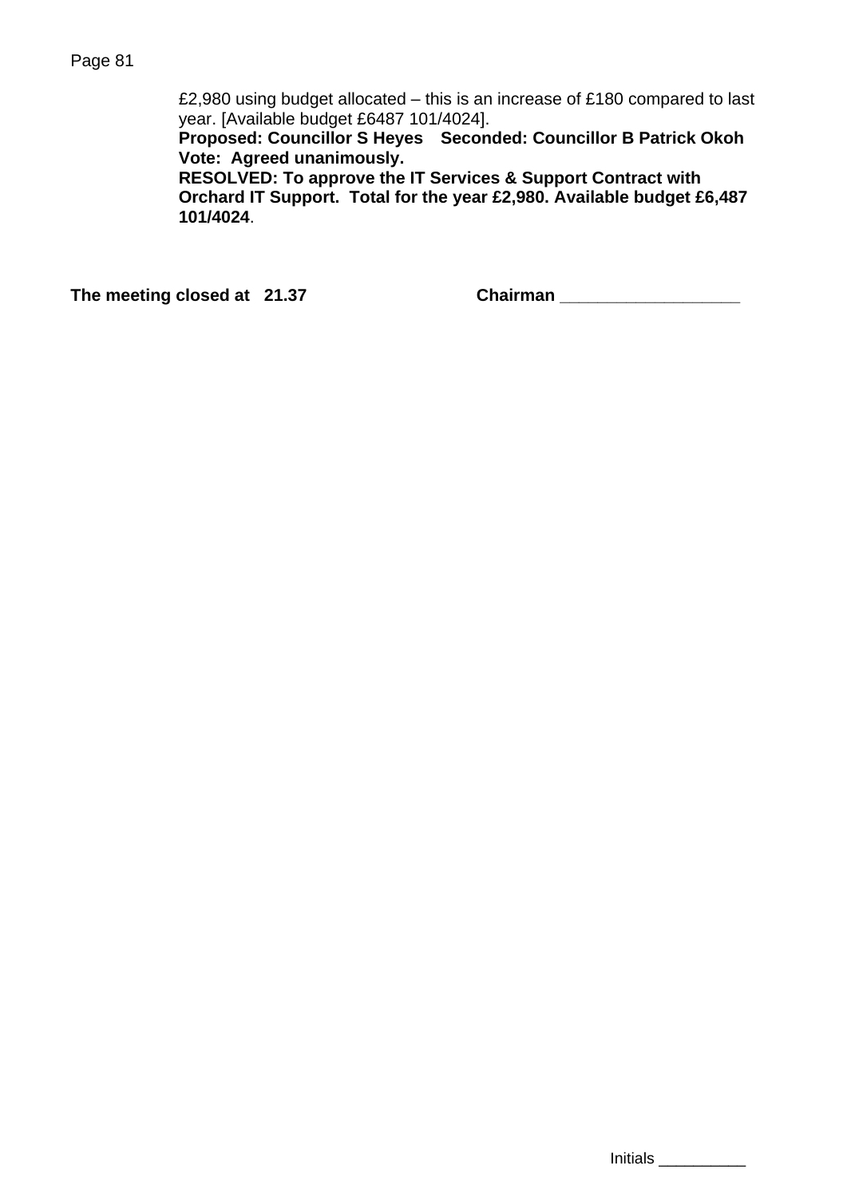£2,980 using budget allocated – this is an increase of £180 compared to last year. [Available budget £6487 101/4024].
**Proposed: Councillor S Heyes Seconded: Councillor B Patrick Okoh**
**Vote: Agreed unanimously.**
**RESOLVED: To approve the IT Services & Support Contract with Orchard IT Support. Total for the year £2,980. Available budget £6,487 101/4024**.

**The meeting closed at 21.37** **Chairman ___________________**

Initials __________